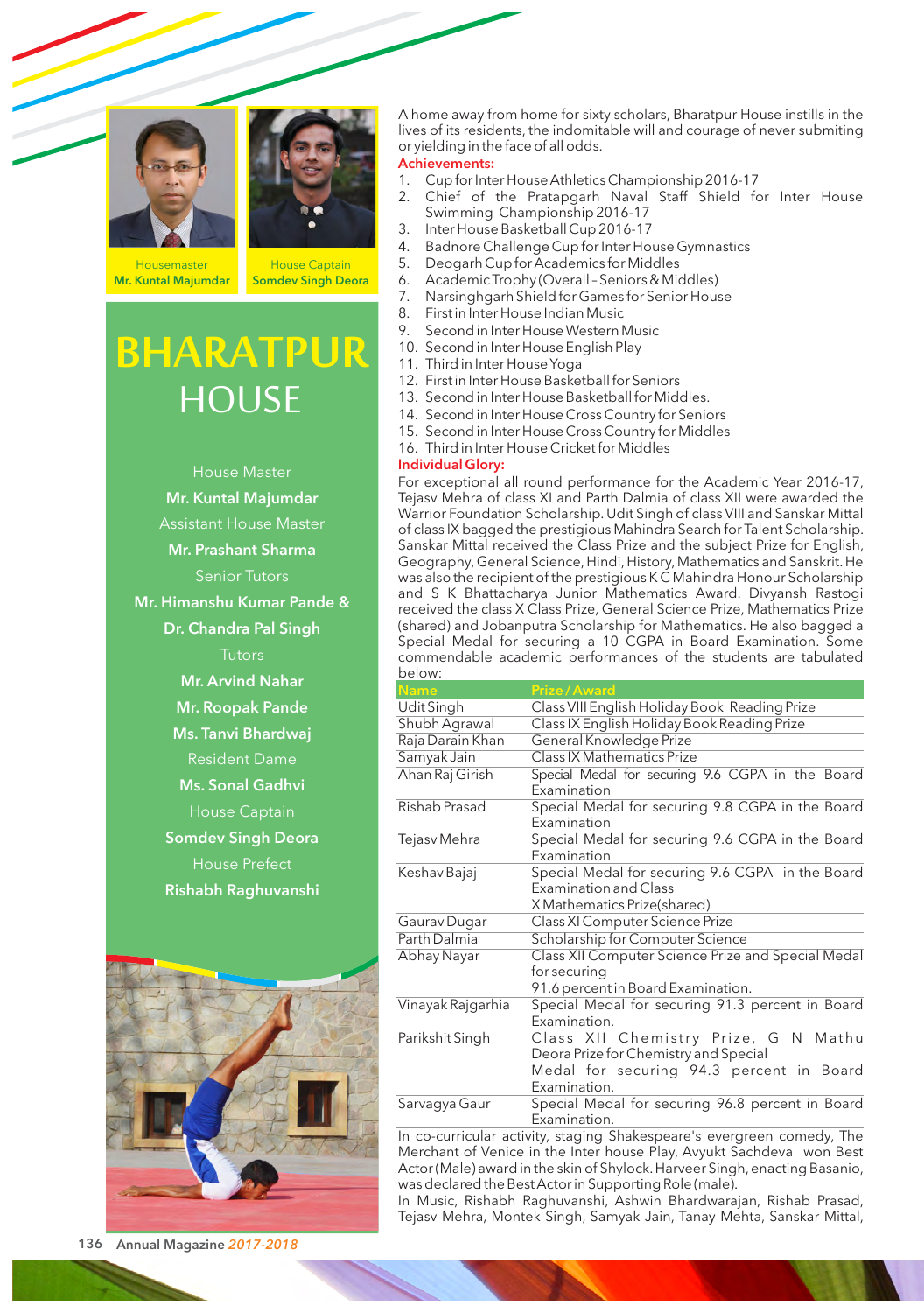Housemaster
**Mr. Kuntal Majumdar**

House Captain
**Somdev Singh Deora**

# BHARATPUR HOUSE

House Master
**Mr. Kuntal Majumdar**

Assistant House Master
**Mr. Prashant Sharma**

Senior Tutors
**Mr. Himanshu Kumar Pande &**
**Dr. Chandra Pal Singh**

Tutors
**Mr. Arvind Nahar**
**Mr. Roopak Pande**
**Ms. Tanvi Bhardwaj**

Resident Dame
**Ms. Sonal Gadhvi**

House Captain
**Somdev Singh Deora**

House Prefect
**Rishabh Raghuvanshi**

A home away from home for sixty scholars, Bharatpur House instills in the lives of its residents, the indomitable will and courage of never submiting or yielding in the face of all odds.

**Achievements:**

1. Cup for Inter House Athletics Championship 2016-17
2. Chief of the Pratapgarh Naval Staff Shield for Inter House Swimming Championship 2016-17
3. Inter House Basketball Cup 2016-17
4. Badnore Challenge Cup for Inter House Gymnastics
5. Deogarh Cup for Academics for Middles
6. Academic Trophy (Overall – Seniors & Middles)
7. Narsinghgarh Shield for Games for Senior House
8. First in Inter House Indian Music
9. Second in Inter House Western Music
10. Second in Inter House English Play
11. Third in Inter House Yoga
12. First in Inter House Basketball for Seniors
13. Second in Inter House Basketball for Middles.
14. Second in Inter House Cross Country for Seniors
15. Second in Inter House Cross Country for Middles
16. Third in Inter House Cricket for Middles

**Individual Glory:**

For exceptional all round performance for the Academic Year 2016-17, Tejasv Mehra of class XI and Parth Dalmia of class XII were awarded the Warrior Foundation Scholarship. Udit Singh of class VIII and Sanskar Mittal of class IX bagged the prestigious Mahindra Search for Talent Scholarship. Sanskar Mittal received the Class Prize and the subject Prize for English, Geography, General Science, Hindi, History, Mathematics and Sanskrit. He was also the recipient of the prestigious K C Mahindra Honour Scholarship and S K Bhattacharya Junior Mathematics Award. Divyansh Rastogi received the class X Class Prize, General Science Prize, Mathematics Prize (shared) and Jobanputra Scholarship for Mathematics. He also bagged a Special Medal for securing a 10 CGPA in Board Examination. Some commendable academic performances of the students are tabulated below:

| Name | Prize / Award |
|---|---|
| Udit Singh | Class VIII English Holiday Book Reading Prize |
| Shubh Agrawal | Class IX English Holiday Book Reading Prize |
| Raja Darain Khan | General Knowledge Prize |
| Samyak Jain | Class IX Mathematics Prize |
| Ahan Raj Girish | Special Medal for securing 9.6 CGPA in the Board Examination |
| Rishab Prasad | Special Medal for securing 9.8 CGPA in the Board Examination |
| Tejasv Mehra | Special Medal for securing 9.6 CGPA in the Board Examination |
| Keshav Bajaj | Special Medal for securing 9.6 CGPA in the Board Examination and Class X Mathematics Prize(shared) |
| Gaurav Dugar | Class XI Computer Science Prize |
| Parth Dalmia | Scholarship for Computer Science |
| Abhay Nayar | Class XII Computer Science Prize and Special Medal for securing 91.6 percent in Board Examination. |
| Vinayak Rajgarhia | Special Medal for securing 91.3 percent in Board Examination. |
| Parikshit Singh | Class XII Chemistry Prize, G N Mathu Deora Prize for Chemistry and Special Medal for securing 94.3 percent in Board Examination. |
| Sarvagya Gaur | Special Medal for securing 96.8 percent in Board Examination. |

In co-curricular activity, staging Shakespeare's evergreen comedy, The Merchant of Venice in the Inter house Play, Avyukt Sachdeva won Best Actor (Male) award in the skin of Shylock. Harveer Singh, enacting Basanio, was declared the Best Actor in Supporting Role (male).

In Music, Rishabh Raghuvanshi, Ashwin Bhardwarajan, Rishab Prasad, Tejasv Mehra, Montek Singh, Samyak Jain, Tanay Mehta, Sanskar Mittal,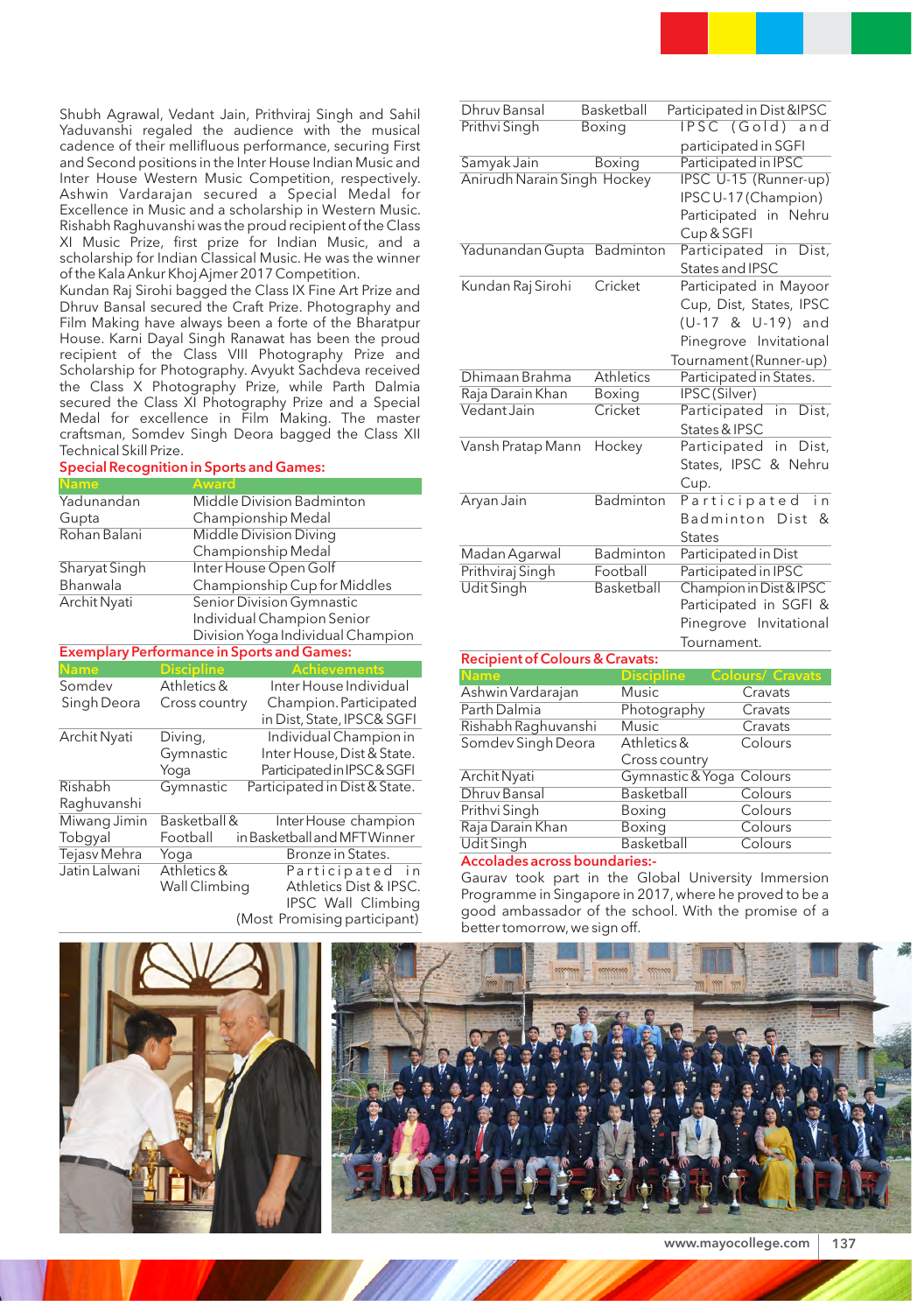Shubh Agrawal, Vedant Jain, Prithviraj Singh and Sahil Yaduvanshi regaled the audience with the musical cadence of their mellifluous performance, securing First and Second positions in the Inter House Indian Music and Inter House Western Music Competition, respectively. Ashwin Vardarajan secured a Special Medal for Excellence in Music and a scholarship in Western Music. Rishabh Raghuvanshi was the proud recipient of the Class XI Music Prize, first prize for Indian Music, and a scholarship for Indian Classical Music. He was the winner of the Kala Ankur Khoj Ajmer 2017 Competition.

Kundan Raj Sirohi bagged the Class IX Fine Art Prize and Dhruv Bansal secured the Craft Prize. Photography and Film Making have always been a forte of the Bharatpur House. Karni Dayal Singh Ranawat has been the proud recipient of the Class VIII Photography Prize and Scholarship for Photography. Avyukt Sachdeva received the Class X Photography Prize, while Parth Dalmia secured the Class XI Photography Prize and a Special Medal for excellence in Film Making. The master craftsman, Somdev Singh Deora bagged the Class XII Technical Skill Prize.

**Special Recognition in Sports and Games:**

| Name | Award |
|---|---|
| Yadunandan Gupta | Middle Division Badminton Championship Medal |
| Rohan Balani | Middle Division Diving Championship Medal |
| Sharyat Singh Bhanwala | Inter House Open Golf Championship Cup for Middles |
| Archit Nyati | Senior Division Gymnastic Individual Champion Senior Division Yoga Individual Champion |

**Exemplary Performance in Sports and Games:**

| Name | Discipline | Achievements |
|---|---|---|
| Somdev Singh Deora | Athletics & Cross country | Inter House Individual Champion. Participated in Dist, State, IPSC & SGFI |
| Archit Nyati | Diving, Gymnastic Yoga | Individual Champion in Inter House, Dist & State. Participated in IPSC & SGFI |
| Rishabh Raghuvanshi | Gymnastic | Participated in Dist & State. |
| Miwang Jimin Tobgyal | Basketball & Football | Inter House champion in Basketball and MFT Winner |
| Tejasv Mehra | Yoga | Bronze in States. |
| Jatin Lalwani | Athletics & Wall Climbing | Participated in Athletics Dist & IPSC. IPSC Wall Climbing (Most Promising participant) |

| | | |
|---|---|---|
| Dhruv Bansal | Basketball | Participated in Dist & IPSC |
| Prithvi Singh | Boxing | IPSC (Gold) and participated in SGFI |
| Samyak Jain | Boxing | Participated in IPSC |
| Anirudh Narain Singh | Hockey | IPSC U-15 (Runner-up) IPSC U-17 (Champion) Participated in Nehru Cup & SGFI |
| Yadunandan Gupta | Badminton | Participated in Dist, States and IPSC |
| Kundan Raj Sirohi | Cricket | Participated in Mayoor Cup, Dist, States, IPSC (U-17 & U-19) and Pinegrove Invitational Tournament (Runner-up) |
| Dhimaan Brahma | Athletics | Participated in States. |
| Raja Darain Khan | Boxing | IPSC (Silver) |
| Vedant Jain | Cricket | Participated in Dist, States & IPSC |
| Vansh Pratap Mann | Hockey | Participated in Dist, States, IPSC & Nehru Cup. |
| Aryan Jain | Badminton | Participated in Badminton Dist & States |
| Madan Agarwal | Badminton | Participated in Dist |
| Prithviraj Singh | Football | Participated in IPSC |
| Udit Singh | Basketball | Champion in Dist & IPSC Participated in SGFI & Pinegrove Invitational Tournament. |

**Recipient of Colours & Cravats:**

| Name | Discipline | Colours/ Cravats |
|---|---|---|
| Ashwin Vardarajan | Music | Cravats |
| Parth Dalmia | Photography | Cravats |
| Rishabh Raghuvanshi | Music | Cravats |
| Somdev Singh Deora | Athletics & Cross country | Colours |
| Archit Nyati | Gymnastic & Yoga | Colours |
| Dhruv Bansal | Basketball | Colours |
| Prithvi Singh | Boxing | Colours |
| Raja Darain Khan | Boxing | Colours |
| Udit Singh | Basketball | Colours |

**Accolades across boundaries:-**

Gaurav took part in the Global University Immersion Programme in Singapore in 2017, where he proved to be a good ambassador of the school. With the promise of a better tomorrow, we sign off.